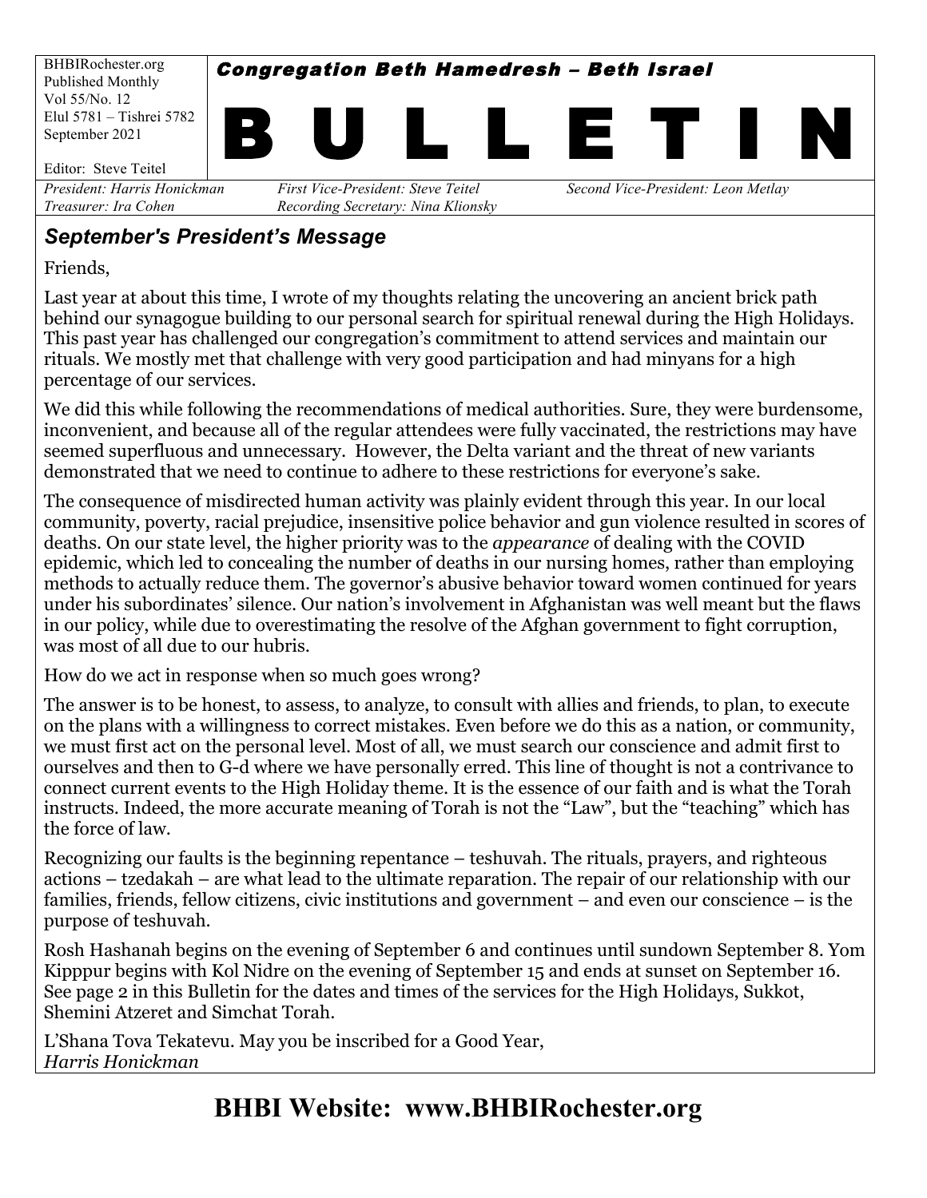BHBIRochester.org
Published Monthly
Vol 55/No. 12
Elul 5781 – Tishrei 5782
September 2021

Editor: Steve Teitel

***Congregation Beth Hamedresh – Beth Israel***

# B U L L E T I N

*President: Harris Honickman* | *First Vice-President: Steve Teitel* | *Second Vice-President: Leon Metlay*
*Treasurer: Ira Cohen* | *Recording Secretary: Nina Klionsky*

## *September's President's Message*

Friends,

Last year at about this time, I wrote of my thoughts relating the uncovering an ancient brick path behind our synagogue building to our personal search for spiritual renewal during the High Holidays. This past year has challenged our congregation's commitment to attend services and maintain our rituals. We mostly met that challenge with very good participation and had minyans for a high percentage of our services.

We did this while following the recommendations of medical authorities. Sure, they were burdensome, inconvenient, and because all of the regular attendees were fully vaccinated, the restrictions may have seemed superfluous and unnecessary. However, the Delta variant and the threat of new variants demonstrated that we need to continue to adhere to these restrictions for everyone's sake.

The consequence of misdirected human activity was plainly evident through this year. In our local community, poverty, racial prejudice, insensitive police behavior and gun violence resulted in scores of deaths. On our state level, the higher priority was to the *appearance* of dealing with the COVID epidemic, which led to concealing the number of deaths in our nursing homes, rather than employing methods to actually reduce them. The governor's abusive behavior toward women continued for years under his subordinates' silence. Our nation's involvement in Afghanistan was well meant but the flaws in our policy, while due to overestimating the resolve of the Afghan government to fight corruption, was most of all due to our hubris.

How do we act in response when so much goes wrong?

The answer is to be honest, to assess, to analyze, to consult with allies and friends, to plan, to execute on the plans with a willingness to correct mistakes. Even before we do this as a nation, or community, we must first act on the personal level. Most of all, we must search our conscience and admit first to ourselves and then to G-d where we have personally erred. This line of thought is not a contrivance to connect current events to the High Holiday theme. It is the essence of our faith and is what the Torah instructs. Indeed, the more accurate meaning of Torah is not the "Law", but the "teaching" which has the force of law.

Recognizing our faults is the beginning repentance – teshuvah. The rituals, prayers, and righteous actions – tzedakah – are what lead to the ultimate reparation. The repair of our relationship with our families, friends, fellow citizens, civic institutions and government – and even our conscience – is the purpose of teshuvah.

Rosh Hashanah begins on the evening of September 6 and continues until sundown September 8. Yom Kipppur begins with Kol Nidre on the evening of September 15 and ends at sunset on September 16. See page 2 in this Bulletin for the dates and times of the services for the High Holidays, Sukkot, Shemini Atzeret and Simchat Torah.

L'Shana Tova Tekatevu. May you be inscribed for a Good Year,
*Harris Honickman*

# BHBI Website: www.BHBIRochester.org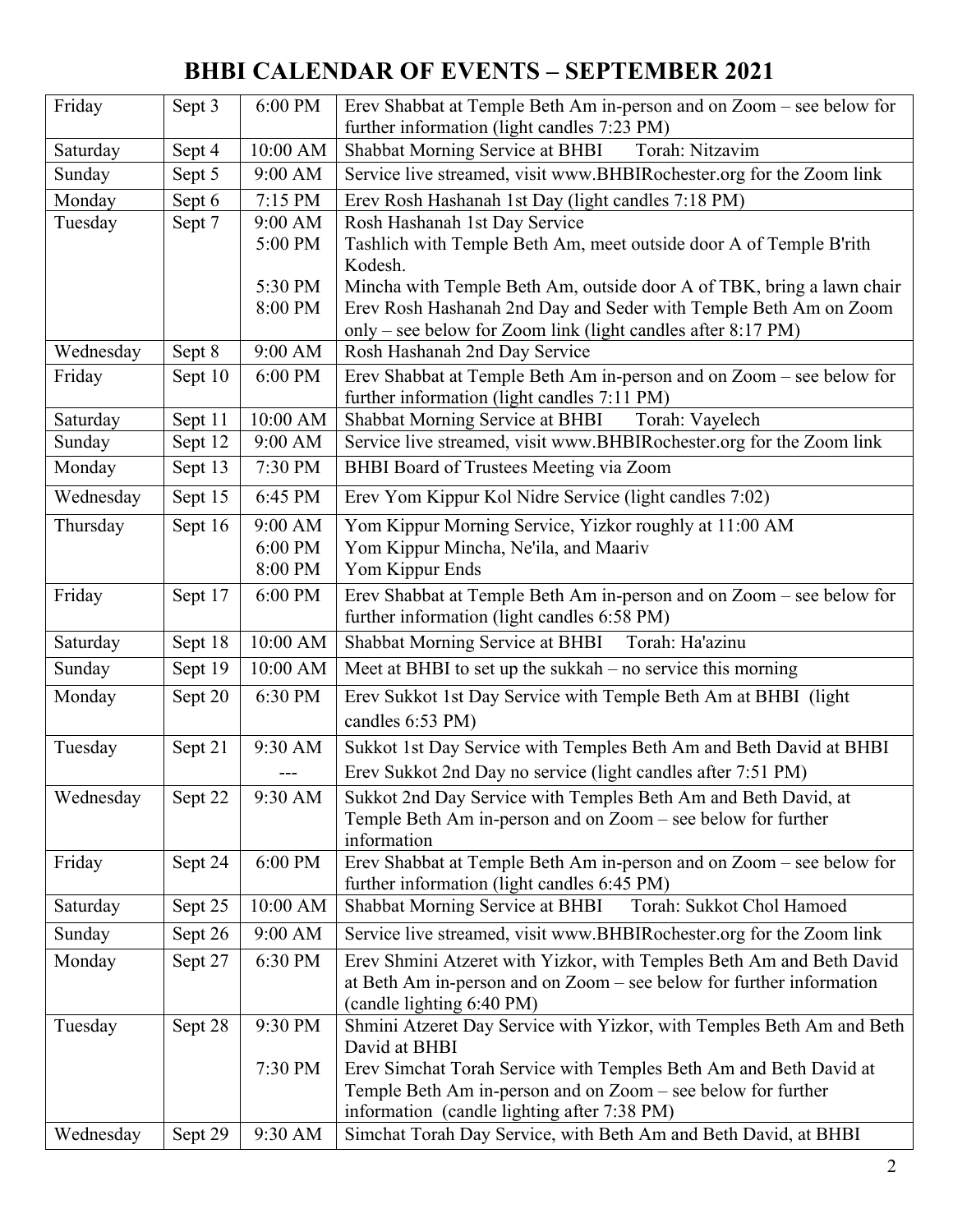# BHBI CALENDAR OF EVENTS – SEPTEMBER 2021

| | | | |
|---|---|---|---|
| Friday | Sept 3 | 6:00 PM | Erev Shabbat at Temple Beth Am in-person and on Zoom – see below for further information (light candles 7:23 PM) |
| Saturday | Sept 4 | 10:00 AM | Shabbat Morning Service at BHBI Torah: Nitzavim |
| Sunday | Sept 5 | 9:00 AM | Service live streamed, visit www.BHBIRochester.org for the Zoom link |
| Monday | Sept 6 | 7:15 PM | Erev Rosh Hashanah 1st Day (light candles 7:18 PM) |
| Tuesday | Sept 7 | 9:00 AM<br>5:00 PM<br><br>5:30 PM<br>8:00 PM | Rosh Hashanah 1st Day Service<br>Tashlich with Temple Beth Am, meet outside door A of Temple B'rith Kodesh.<br>Mincha with Temple Beth Am, outside door A of TBK, bring a lawn chair<br>Erev Rosh Hashanah 2nd Day and Seder with Temple Beth Am on Zoom only – see below for Zoom link (light candles after 8:17 PM) |
| Wednesday | Sept 8 | 9:00 AM | Rosh Hashanah 2nd Day Service |
| Friday | Sept 10 | 6:00 PM | Erev Shabbat at Temple Beth Am in-person and on Zoom – see below for further information (light candles 7:11 PM) |
| Saturday | Sept 11 | 10:00 AM | Shabbat Morning Service at BHBI Torah: Vayelech |
| Sunday | Sept 12 | 9:00 AM | Service live streamed, visit www.BHBIRochester.org for the Zoom link |
| Monday | Sept 13 | 7:30 PM | BHBI Board of Trustees Meeting via Zoom |
| Wednesday | Sept 15 | 6:45 PM | Erev Yom Kippur Kol Nidre Service (light candles 7:02) |
| Thursday | Sept 16 | 9:00 AM<br>6:00 PM<br>8:00 PM | Yom Kippur Morning Service, Yizkor roughly at 11:00 AM<br>Yom Kippur Mincha, Ne'ila, and Maariv<br>Yom Kippur Ends |
| Friday | Sept 17 | 6:00 PM | Erev Shabbat at Temple Beth Am in-person and on Zoom – see below for further information (light candles 6:58 PM) |
| Saturday | Sept 18 | 10:00 AM | Shabbat Morning Service at BHBI Torah: Ha'azinu |
| Sunday | Sept 19 | 10:00 AM | Meet at BHBI to set up the sukkah – no service this morning |
| Monday | Sept 20 | 6:30 PM | Erev Sukkot 1st Day Service with Temple Beth Am at BHBI (light candles 6:53 PM) |
| Tuesday | Sept 21 | 9:30 AM<br>--- | Sukkot 1st Day Service with Temples Beth Am and Beth David at BHBI<br>Erev Sukkot 2nd Day no service (light candles after 7:51 PM) |
| Wednesday | Sept 22 | 9:30 AM | Sukkot 2nd Day Service with Temples Beth Am and Beth David, at Temple Beth Am in-person and on Zoom – see below for further information |
| Friday | Sept 24 | 6:00 PM | Erev Shabbat at Temple Beth Am in-person and on Zoom – see below for further information (light candles 6:45 PM) |
| Saturday | Sept 25 | 10:00 AM | Shabbat Morning Service at BHBI Torah: Sukkot Chol Hamoed |
| Sunday | Sept 26 | 9:00 AM | Service live streamed, visit www.BHBIRochester.org for the Zoom link |
| Monday | Sept 27 | 6:30 PM | Erev Shmini Atzeret with Yizkor, with Temples Beth Am and Beth David at Beth Am in-person and on Zoom – see below for further information (candle lighting 6:40 PM) |
| Tuesday | Sept 28 | 9:30 PM<br><br>7:30 PM | Shmini Atzeret Day Service with Yizkor, with Temples Beth Am and Beth David at BHBI<br>Erev Simchat Torah Service with Temples Beth Am and Beth David at Temple Beth Am in-person and on Zoom – see below for further information (candle lighting after 7:38 PM) |
| Wednesday | Sept 29 | 9:30 AM | Simchat Torah Day Service, with Beth Am and Beth David, at BHBI |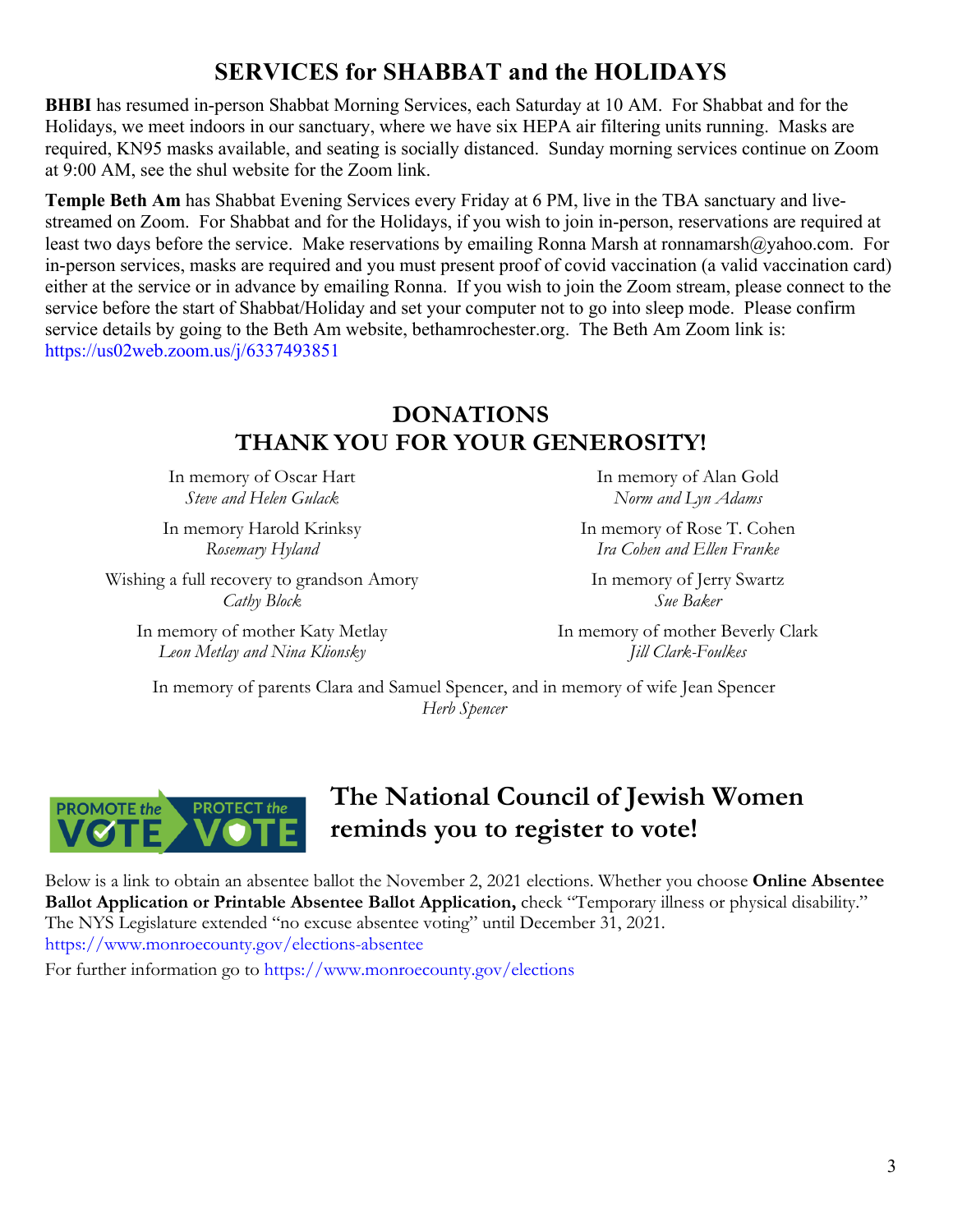# SERVICES for SHABBAT and the HOLIDAYS

**BHBI** has resumed in-person Shabbat Morning Services, each Saturday at 10 AM. For Shabbat and for the Holidays, we meet indoors in our sanctuary, where we have six HEPA air filtering units running. Masks are required, KN95 masks available, and seating is socially distanced. Sunday morning services continue on Zoom at 9:00 AM, see the shul website for the Zoom link.

**Temple Beth Am** has Shabbat Evening Services every Friday at 6 PM, live in the TBA sanctuary and live-streamed on Zoom. For Shabbat and for the Holidays, if you wish to join in-person, reservations are required at least two days before the service. Make reservations by emailing Ronna Marsh at ronnamarsh@yahoo.com. For in-person services, masks are required and you must present proof of covid vaccination (a valid vaccination card) either at the service or in advance by emailing Ronna. If you wish to join the Zoom stream, please connect to the service before the start of Shabbat/Holiday and set your computer not to go into sleep mode. Please confirm service details by going to the Beth Am website, bethamrochester.org. The Beth Am Zoom link is: https://us02web.zoom.us/j/6337493851

## DONATIONS
## THANK YOU FOR YOUR GENEROSITY!

In memory of Oscar Hart
*Steve and Helen Gulack*

In memory Harold Krinksy
*Rosemary Hyland*

Wishing a full recovery to grandson Amory
*Cathy Block*

In memory of mother Katy Metlay
*Leon Metlay and Nina Klionsky*

In memory of Alan Gold
*Norm and Lyn Adams*

In memory of Rose T. Cohen
*Ira Cohen and Ellen Franke*

In memory of Jerry Swartz
*Sue Baker*

In memory of mother Beverly Clark
*Jill Clark-Foulkes*

In memory of parents Clara and Samuel Spencer, and in memory of wife Jean Spencer
*Herb Spencer*

## The National Council of Jewish Women reminds you to register to vote!

Below is a link to obtain an absentee ballot the November 2, 2021 elections. Whether you choose **Online Absentee Ballot Application or Printable Absentee Ballot Application,** check "Temporary illness or physical disability." The NYS Legislature extended "no excuse absentee voting" until December 31, 2021.
https://www.monroecounty.gov/elections-absentee

For further information go to https://www.monroecounty.gov/elections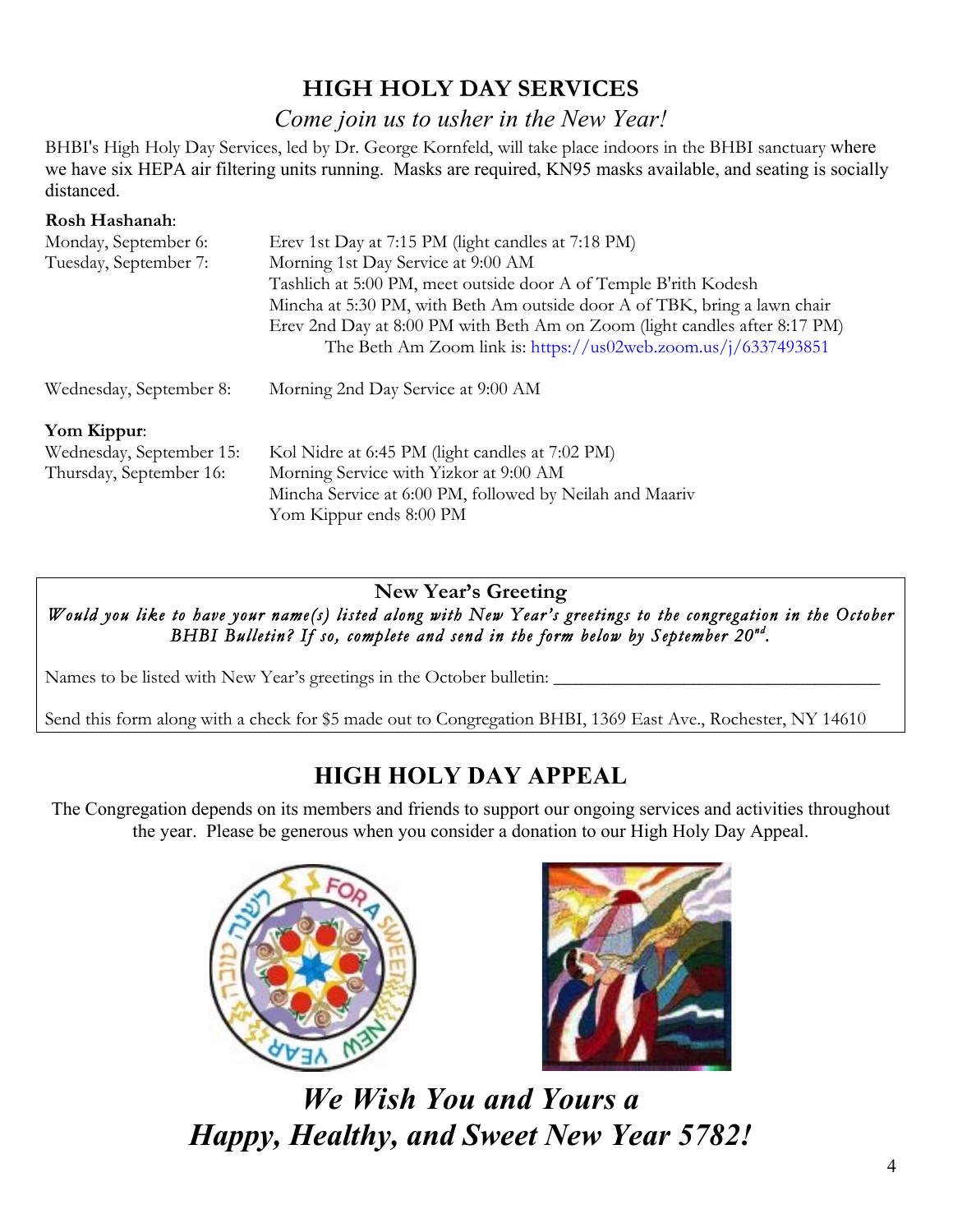# HIGH HOLY DAY SERVICES

*Come join us to usher in the New Year!*

BHBI's High Holy Day Services, led by Dr. George Kornfeld, will take place indoors in the BHBI sanctuary where we have six HEPA air filtering units running. Masks are required, KN95 masks available, and seating is socially distanced.

**Rosh Hashanah**:

| | |
|---|---|
| Monday, September 6: | Erev 1st Day at 7:15 PM (light candles at 7:18 PM) |
| Tuesday, September 7: | Morning 1st Day Service at 9:00 AM |
| | Tashlich at 5:00 PM, meet outside door A of Temple B'rith Kodesh |
| | Mincha at 5:30 PM, with Beth Am outside door A of TBK, bring a lawn chair |
| | Erev 2nd Day at 8:00 PM with Beth Am on Zoom (light candles after 8:17 PM) |
| | The Beth Am Zoom link is: https://us02web.zoom.us/j/6337493851 |
| Wednesday, September 8: | Morning 2nd Day Service at 9:00 AM |

**Yom Kippur**:

| | |
|---|---|
| Wednesday, September 15: | Kol Nidre at 6:45 PM (light candles at 7:02 PM) |
| Thursday, September 16: | Morning Service with Yizkor at 9:00 AM |
| | Mincha Service at 6:00 PM, followed by Neilah and Maariv |
| | Yom Kippur ends 8:00 PM |

**New Year's Greeting**

*Would you like to have your name(s) listed along with New Year's greetings to the congregation in the October BHBI Bulletin? If so, complete and send in the form below by September 20th.*

Names to be listed with New Year's greetings in the October bulletin: ___________________________________

Send this form along with a check for $5 made out to Congregation BHBI, 1369 East Ave., Rochester, NY 14610

# HIGH HOLY DAY APPEAL

The Congregation depends on its members and friends to support our ongoing services and activities throughout the year. Please be generous when you consider a donation to our High Holy Day Appeal.

***We Wish You and Yours a Happy, Healthy, and Sweet New Year 5782!***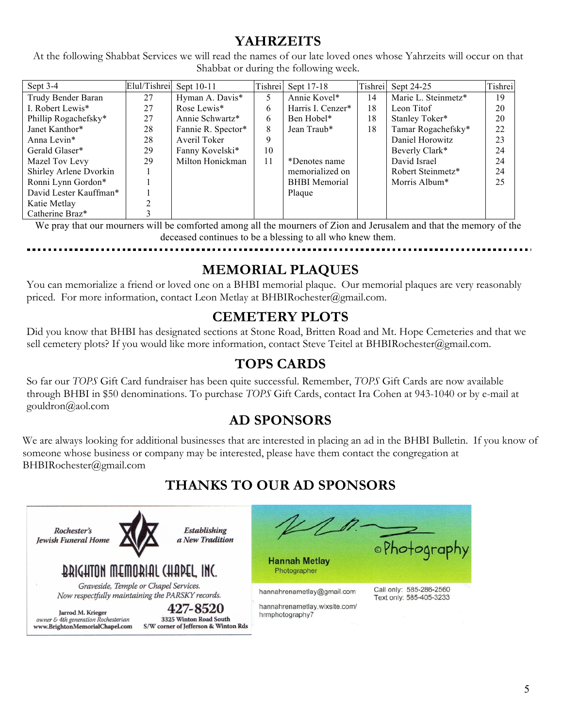# YAHRZEITS

At the following Shabbat Services we will read the names of our late loved ones whose Yahrzeits will occur on that Shabbat or during the following week.

| Sept 3-4 | Elul/Tishrei | Sept 10-11 | Tishrei | Sept 17-18 | Tishrei | Sept 24-25 | Tishrei |
|---|---|---|---|---|---|---|---|
| Trudy Bender Baran | 27 | Hyman A. Davis* | 5 | Annie Kovel* | 14 | Marie L. Steinmetz* | 19 |
| I. Robert Lewis* | 27 | Rose Lewis* | 6 | Harris I. Cenzer* | 18 | Leon Titof | 20 |
| Phillip Rogachefsky* | 27 | Annie Schwartz* | 6 | Ben Hobel* | 18 | Stanley Toker* | 20 |
| Janet Kanthor* | 28 | Fannie R. Spector* | 8 | Jean Traub* | 18 | Tamar Rogachefsky* | 22 |
| Anna Levin* | 28 | Averil Toker | 9 | | | Daniel Horowitz | 23 |
| Gerald Glaser* | 29 | Fanny Kovelski* | 10 | | | Beverly Clark* | 24 |
| Mazel Tov Levy | 29 | Milton Honickman | 11 | *Denotes name | | David Israel | 24 |
| Shirley Arlene Dvorkin | 1 | | | memorialized on | | Robert Steinmetz* | 24 |
| Ronni Lynn Gordon* | 1 | | | BHBI Memorial | | Morris Album* | 25 |
| David Lester Kauffman* | 1 | | | Plaque | | | |
| Katie Metlay | 2 | | | | | | |
| Catherine Braz* | 3 | | | | | | |

We pray that our mourners will be comforted among all the mourners of Zion and Jerusalem and that the memory of the deceased continues to be a blessing to all who knew them.

# MEMORIAL PLAQUES

You can memorialize a friend or loved one on a BHBI memorial plaque. Our memorial plaques are very reasonably priced. For more information, contact Leon Metlay at BHBIRochester@gmail.com.

# CEMETERY PLOTS

Did you know that BHBI has designated sections at Stone Road, Britten Road and Mt. Hope Cemeteries and that we sell cemetery plots? If you would like more information, contact Steve Teitel at BHBIRochester@gmail.com.

# TOPS CARDS

So far our *TOPS* Gift Card fundraiser has been quite successful. Remember, *TOPS* Gift Cards are now available through BHBI in $50 denominations. To purchase *TOPS* Gift Cards, contact Ira Cohen at 943-1040 or by e-mail at gouldron@aol.com

# AD SPONSORS

We are always looking for additional businesses that are interested in placing an ad in the BHBI Bulletin. If you know of someone whose business or company may be interested, please have them contact the congregation at BHBIRochester@gmail.com

# THANKS TO OUR AD SPONSORS

*Rochester's Jewish Funeral Home* — *Establishing a New Tradition*

**BRIGHTON MEMORIAL CHAPEL, INC.**

*Graveside, Temple or Chapel Services.*
*Now respectfully maintaining the PARSKY records.*

Jarrod M. Krieger
*owner & 4th generation Rochesterian*
www.BrightonMemorialChapel.com

**427-8520**
3325 Winton Road South
S/W corner of Jefferson & Winton Rds

©Photography

**Hannah Metlay**
Photographer

hannahrenametlay@gmail.com
hannahrenametlay.wixsite.com/hrmphotography7

Call only: 585-286-2560
Text only: 585-405-3233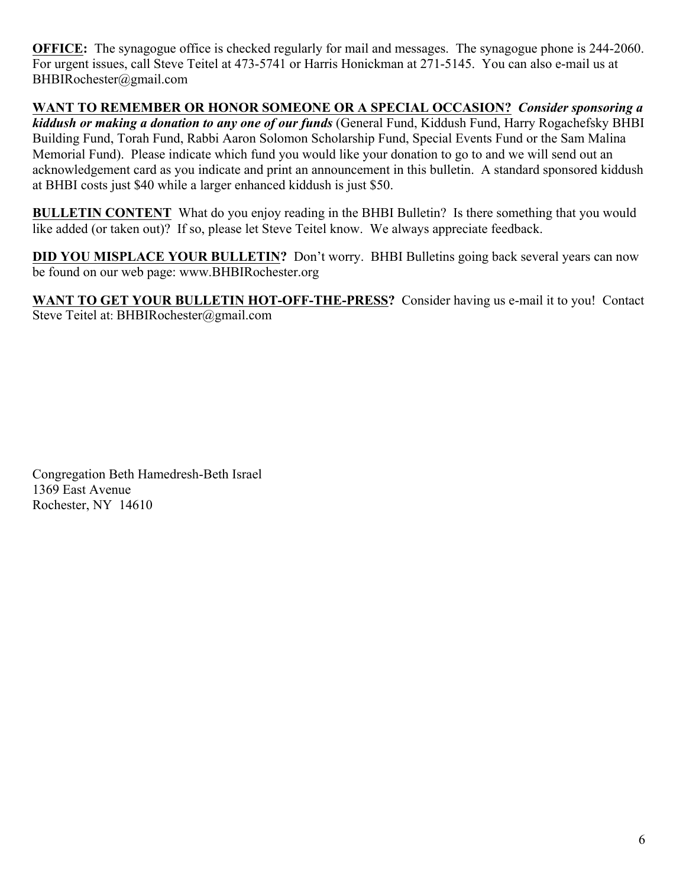**<u>OFFICE</u>:** The synagogue office is checked regularly for mail and messages. The synagogue phone is 244-2060. For urgent issues, call Steve Teitel at 473-5741 or Harris Honickman at 271-5145. You can also e-mail us at BHBIRochester@gmail.com

**<u>WANT TO REMEMBER OR HONOR SOMEONE OR A SPECIAL OCCASION?</u>** ***Consider sponsoring a kiddush or making a donation to any one of our funds*** (General Fund, Kiddush Fund, Harry Rogachefsky BHBI Building Fund, Torah Fund, Rabbi Aaron Solomon Scholarship Fund, Special Events Fund or the Sam Malina Memorial Fund). Please indicate which fund you would like your donation to go to and we will send out an acknowledgement card as you indicate and print an announcement in this bulletin. A standard sponsored kiddush at BHBI costs just $40 while a larger enhanced kiddush is just $50.

**<u>BULLETIN CONTENT</u>** What do you enjoy reading in the BHBI Bulletin? Is there something that you would like added (or taken out)? If so, please let Steve Teitel know. We always appreciate feedback.

**<u>DID YOU MISPLACE YOUR BULLETIN</u>?** Don't worry. BHBI Bulletins going back several years can now be found on our web page: www.BHBIRochester.org

**<u>WANT TO GET YOUR BULLETIN HOT-OFF-THE-PRESS</u>?** Consider having us e-mail it to you! Contact Steve Teitel at: BHBIRochester@gmail.com

Congregation Beth Hamedresh-Beth Israel
1369 East Avenue
Rochester, NY 14610